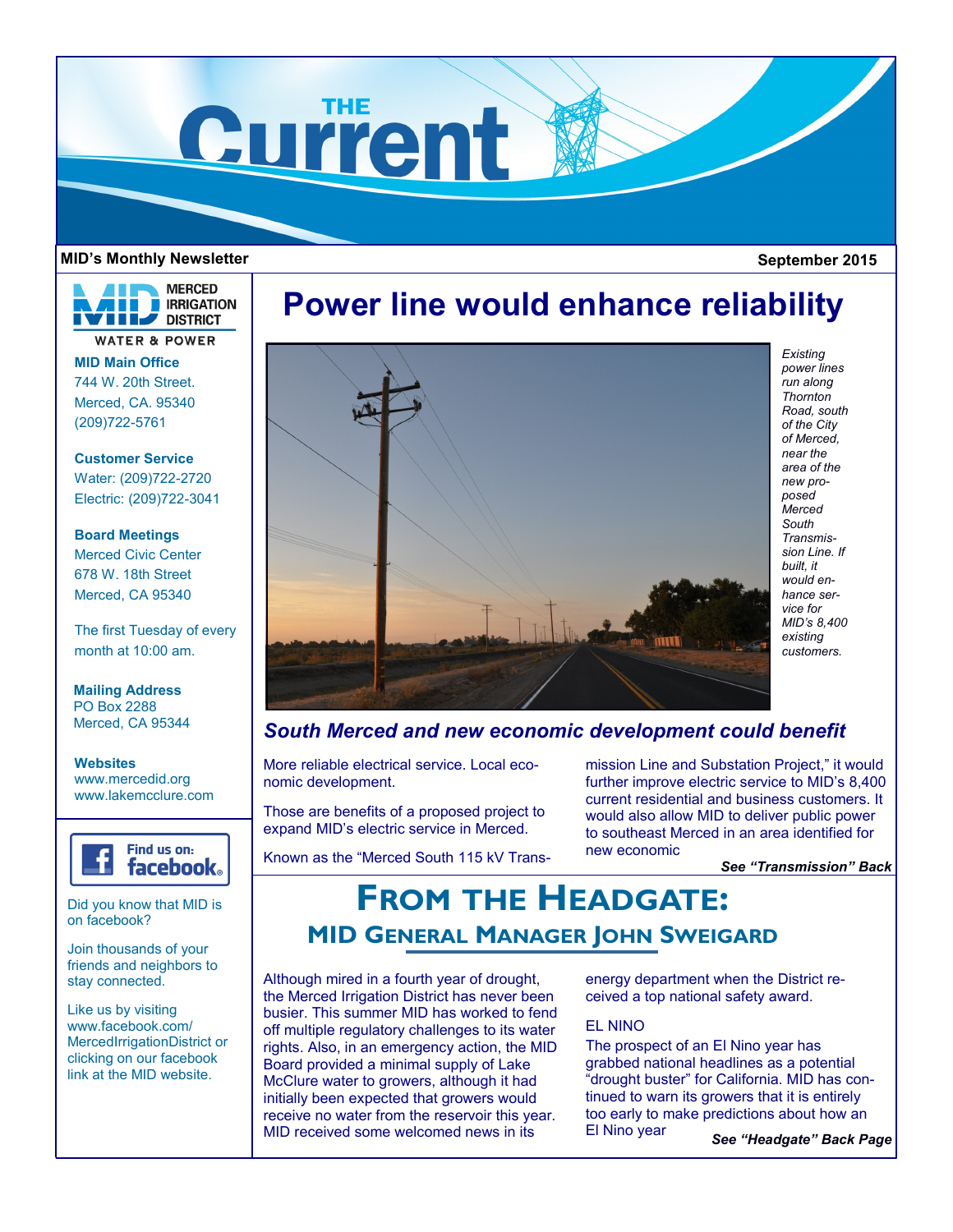# THE Current

**MID's Monthly Newsletter** | **September 2015**

**MERCED IRRIGATION DISTRICT**
**WATER & POWER**

**MID Main Office**
744 W. 20th Street.
Merced, CA. 95340
(209)722-5761

**Customer Service**
Water: (209)722-2720
Electric: (209)722-3041

**Board Meetings**
Merced Civic Center
678 W. 18th Street
Merced, CA 95340

The first Tuesday of every month at 10:00 am.

**Mailing Address**
PO Box 2288
Merced, CA 95344

**Websites**
www.mercedid.org
www.lakemcclure.com

Find us on: facebook

Did you know that MID is on facebook?

Join thousands of your friends and neighbors to stay connected.

Like us by visiting www.facebook.com/MercedIrrigationDistrict or clicking on our facebook link at the MID website.

## Power line would enhance reliability

*Existing power lines run along Thornton Road, south of the City of Merced, near the area of the new proposed Merced South Transmission Line. If built, it would enhance service for MID's 8,400 existing customers.*

### *South Merced and new economic development could benefit*

More reliable electrical service. Local economic development.

Those are benefits of a proposed project to expand MID's electric service in Merced.

Known as the "Merced South 115 kV Transmission Line and Substation Project," it would further improve electric service to MID's 8,400 current residential and business customers. It would also allow MID to deliver public power to southeast Merced in an area identified for new economic

***See "Transmission" Back***

## From the Headgate:

### MID General Manager John Sweigard

Although mired in a fourth year of drought, the Merced Irrigation District has never been busier. This summer MID has worked to fend off multiple regulatory challenges to its water rights. Also, in an emergency action, the MID Board provided a minimal supply of Lake McClure water to growers, although it had initially been expected that growers would receive no water from the reservoir this year. MID received some welcomed news in its energy department when the District received a top national safety award.

EL NINO

The prospect of an El Nino year has grabbed national headlines as a potential "drought buster" for California. MID has continued to warn its growers that it is entirely too early to make predictions about how an El Nino year

***See "Headgate" Back Page***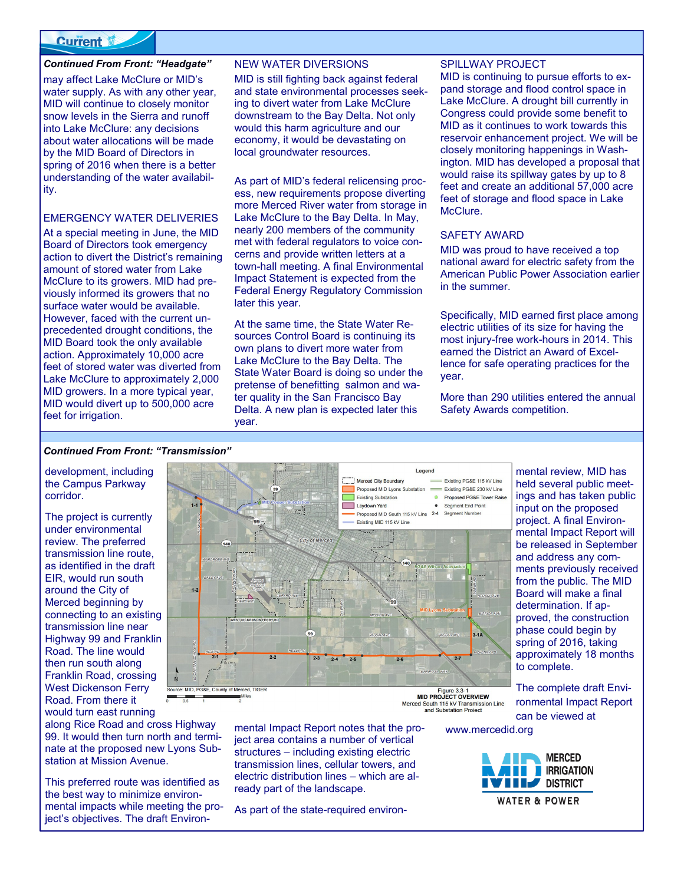*Continued From Front: "Headgate"*

may affect Lake McClure or MID's water supply. As with any other year, MID will continue to closely monitor snow levels in the Sierra and runoff into Lake McClure: any decisions about water allocations will be made by the MID Board of Directors in spring of 2016 when there is a better understanding of the water availability.

## EMERGENCY WATER DELIVERIES

At a special meeting in June, the MID Board of Directors took emergency action to divert the District's remaining amount of stored water from Lake McClure to its growers. MID had previously informed its growers that no surface water would be available. However, faced with the current unprecedented drought conditions, the MID Board took the only available action. Approximately 10,000 acre feet of stored water was diverted from Lake McClure to approximately 2,000 MID growers. In a more typical year, MID would divert up to 500,000 acre feet for irrigation.

## NEW WATER DIVERSIONS

MID is still fighting back against federal and state environmental processes seeking to divert water from Lake McClure downstream to the Bay Delta. Not only would this harm agriculture and our economy, it would be devastating on local groundwater resources.

As part of MID's federal relicensing process, new requirements propose diverting more Merced River water from storage in Lake McClure to the Bay Delta. In May, nearly 200 members of the community met with federal regulators to voice concerns and provide written letters at a town-hall meeting. A final Environmental Impact Statement is expected from the Federal Energy Regulatory Commission later this year.

At the same time, the State Water Resources Control Board is continuing its own plans to divert more water from Lake McClure to the Bay Delta. The State Water Board is doing so under the pretense of benefitting salmon and water quality in the San Francisco Bay Delta. A new plan is expected later this year.

## SPILLWAY PROJECT

MID is continuing to pursue efforts to expand storage and flood control space in Lake McClure. A drought bill currently in Congress could provide some benefit to MID as it continues to work towards this reservoir enhancement project. We will be closely monitoring happenings in Washington. MID has developed a proposal that would raise its spillway gates by up to 8 feet and create an additional 57,000 acre feet of storage and flood space in Lake McClure.

## SAFETY AWARD

MID was proud to have received a top national award for electric safety from the American Public Power Association earlier in the summer.

Specifically, MID earned first place among electric utilities of its size for having the most injury-free work-hours in 2014. This earned the District an Award of Excellence for safe operating practices for the year.

More than 290 utilities entered the annual Safety Awards competition.

*Continued From Front: "Transmission"*

development, including the Campus Parkway corridor.

The project is currently under environmental review. The preferred transmission line route, as identified in the draft EIR, would run south around the City of Merced beginning by connecting to an existing transmission line near Highway 99 and Franklin Road. The line would then run south along Franklin Road, crossing West Dickenson Ferry Road. From there it would turn east running along Rice Road and cross Highway 99. It would then turn north and terminate at the proposed new Lyons Substation at Mission Avenue.

This preferred route was identified as the best way to minimize environmental impacts while meeting the project's objectives. The draft Environmental Impact Report notes that the project area contains a number of vertical structures – including existing electric transmission lines, cellular towers, and electric distribution lines – which are already part of the landscape.

As part of the state-required environmental review, MID has held several public meetings and has taken public input on the proposed project. A final Environmental Impact Report will be released in September and address any comments previously received from the public. The MID Board will make a final determination. If approved, the construction phase could begin by spring of 2016, taking approximately 18 months to complete.

The complete draft Environmental Impact Report can be viewed at www.mercedid.org

Legend
Merced City Boundary
Proposed MID Lyons Substation
Existing Substation
Laydown Yard
Proposed MID South 115 kV Line
Existing MID 115 kV Line
Existing PG&E 115 kV Line
Existing PG&E 230 kV Line
Proposed PG&E Tower Raise
Segment End Point
2-4 Segment Number

Source: MID, PG&E, County of Merced, TIGER

Figure 3.3-1
MID PROJECT OVERVIEW
Merced South 115 kV Transmission Line and Substation Project

MERCED IRRIGATION DISTRICT
WATER & POWER